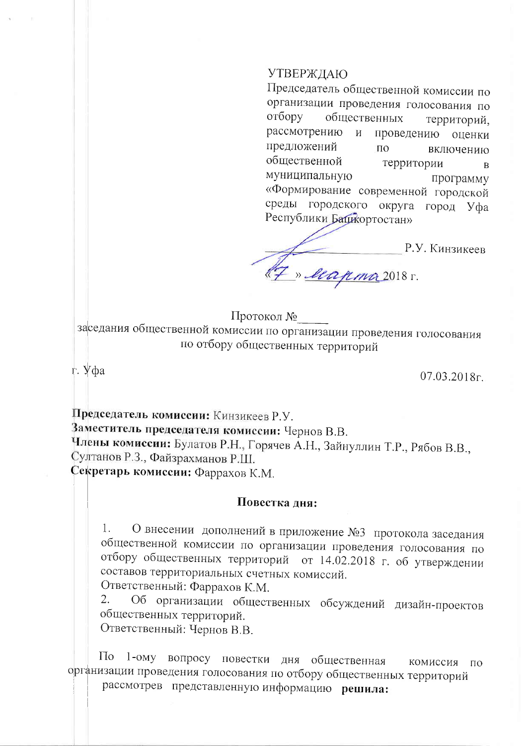УТВЕРЖДАЮ

Председатель общественной комиссии по организации проведения голосования по отбору общественных территорий, рассмотрению и проведению оценки предложений по включению общественной территории в муниципальную программу «Формирование современной городской среды городского округа город Уфа Республики Башкортостан»

_________________________ Р.У. Кинзикеев

«7» марта 2018 г.

Протокол №_____

заседания общественной комиссии по организации проведения голосования по отбору общественных территорий

г. Уфа 07.03.2018г.

**Председатель комиссии:** Кинзикеев Р.У.
**Заместитель председателя комиссии:** Чернов В.В.
**Члены комиссии:** Булатов Р.Н., Горячев А.Н., Зайнуллин Т.Р., Рябов В.В., Султанов Р.З., Файзрахманов Р.Ш.
**Секретарь комиссии:** Фаррахов К.М.

**Повестка дня:**

1. О внесении дополнений в приложение №3 протокола заседания общественной комиссии по организации проведения голосования по отбору общественных территорий от 14.02.2018 г. об утверждении составов территориальных счетных комиссий.
Ответственный: Фаррахов К.М.
2. Об организации общественных обсуждений дизайн-проектов общественных территорий.
Ответственный: Чернов В.В.

По 1-ому вопросу повестки дня общественная комиссия по организации проведения голосования по отбору общественных территорий рассмотрев представленную информацию **решила:**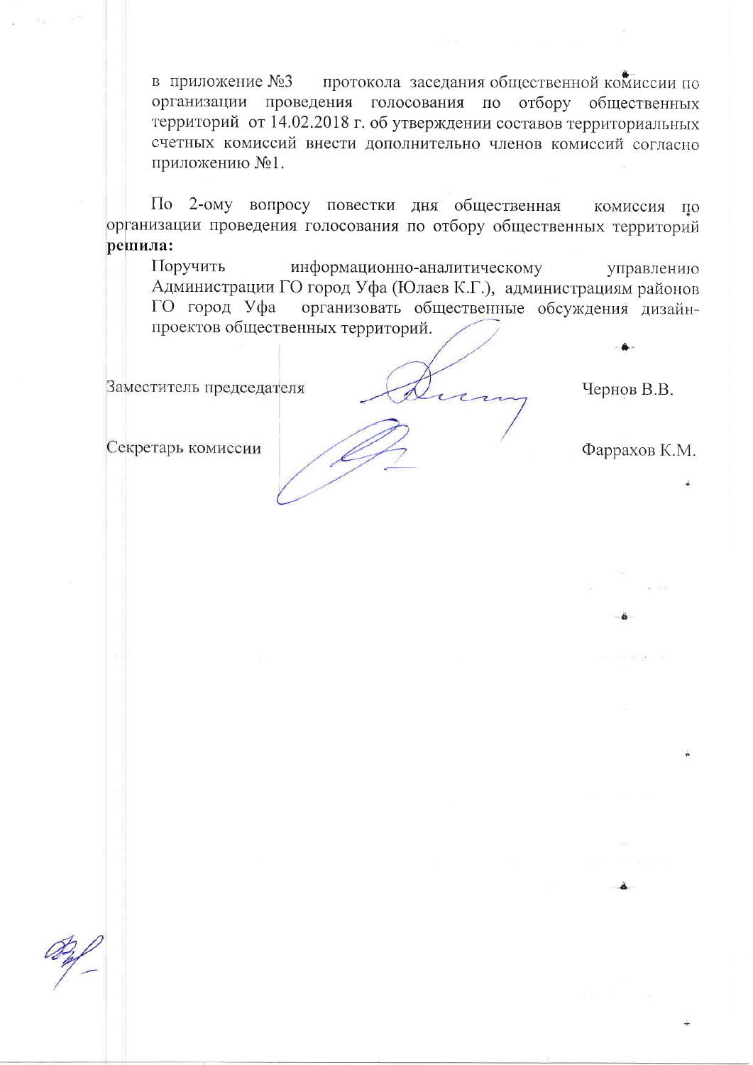в приложение №3 протокола заседания общественной комиссии по организации проведения голосования по отбору общественных территорий от 14.02.2018 г. об утверждении составов территориальных счетных комиссий внести дополнительно членов комиссий согласно приложению №1.

По 2-ому вопросу повестки дня общественная комиссия по организации проведения голосования по отбору общественных территорий **решила:**

Поручить информационно-аналитическому управлению Администрации ГО город Уфа (Юлаев К.Г.), администрациям районов ГО город Уфа организовать общественные обсуждения дизайн-проектов общественных территорий.

Заместитель председателя Чернов В.В.

Секретарь комиссии Фаррахов К.М.